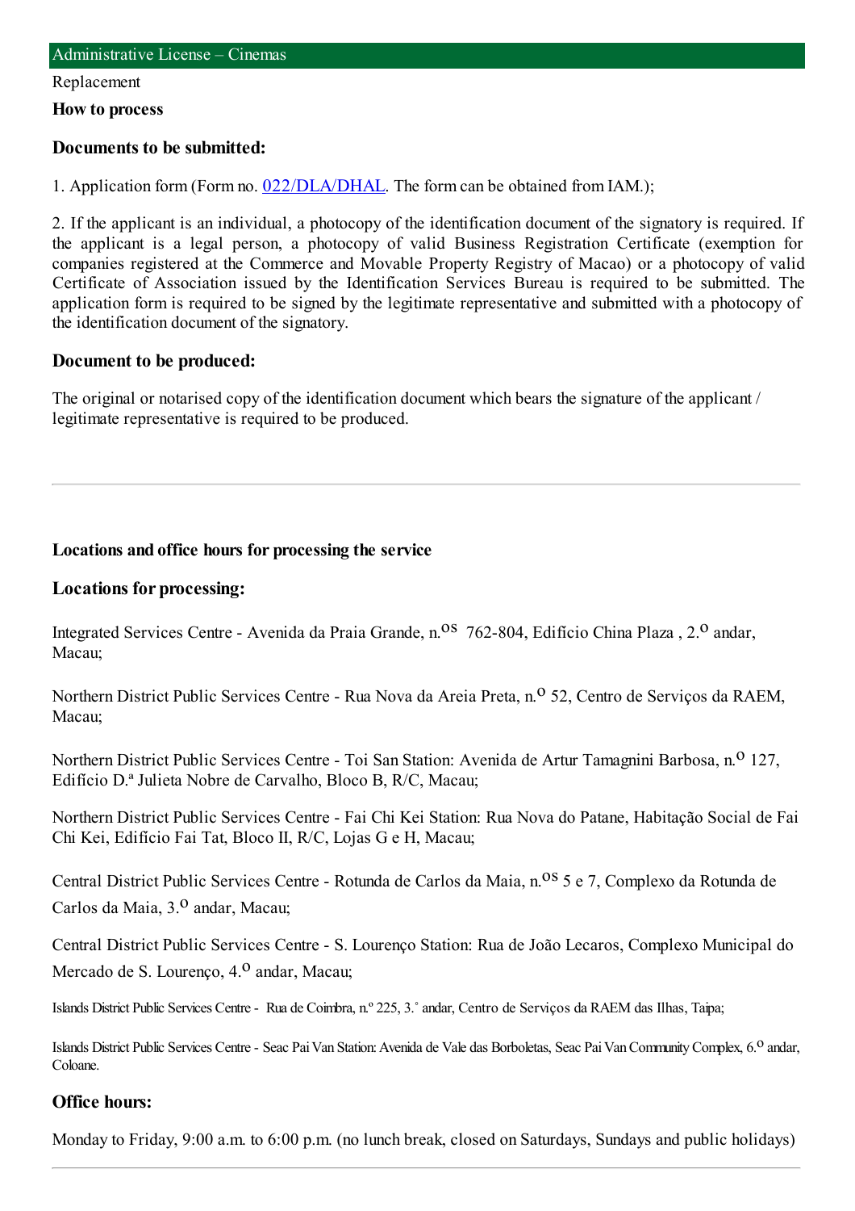# Administrative License – Cinemas

Replacement

**How to process**

### Documents to be submitted:

1. Application form (Form no. 022/DLA/DHAL. The form can be obtained from IAM.);

2. If the applicant is an individual, a photocopy of the identification document of the signatory is required. If the applicant is a legal person, a photocopy of valid Business Registration Certificate (exemption for companies registered at the Commerce and Movable Property Registry of Macao) or a photocopy of valid Certificate of Association issued by the Identification Services Bureau is required to be submitted. The application form is required to be signed by the legitimate representative and submitted with a photocopy of the identification document of the signatory.

### Document to be produced:

The original or notarised copy of the identification document which bears the signature of the applicant / legitimate representative is required to be produced.

---

**Locations and office hours for processing the service**

### Locations for processing:

Integrated Services Centre - Avenida da Praia Grande, n.os 762-804, Edifício China Plaza , 2.o andar, Macau;

Northern District Public Services Centre - Rua Nova da Areia Preta, n.o 52, Centro de Serviços da RAEM, Macau;

Northern District Public Services Centre - Toi San Station: Avenida de Artur Tamagnini Barbosa, n.o 127, Edifício D.ª Julieta Nobre de Carvalho, Bloco B, R/C, Macau;

Northern District Public Services Centre - Fai Chi Kei Station: Rua Nova do Patane, Habitação Social de Fai Chi Kei, Edifício Fai Tat, Bloco II, R/C, Lojas G e H, Macau;

Central District Public Services Centre - Rotunda de Carlos da Maia, n.os 5 e 7, Complexo da Rotunda de Carlos da Maia, 3.o andar, Macau;

Central District Public Services Centre - S. Lourenço Station: Rua de João Lecaros, Complexo Municipal do Mercado de S. Lourenço, 4.o andar, Macau;

Islands District Public Services Centre - Rua de Coimbra, n.º 225, 3.˚ andar, Centro de Serviços da RAEM das Ilhas, Taipa;

Islands District Public Services Centre - Seac Pai Van Station: Avenida de Vale das Borboletas, Seac Pai Van Community Complex, 6.o andar, Coloane.

### Office hours:

Monday to Friday, 9:00 a.m. to 6:00 p.m. (no lunch break, closed on Saturdays, Sundays and public holidays)

---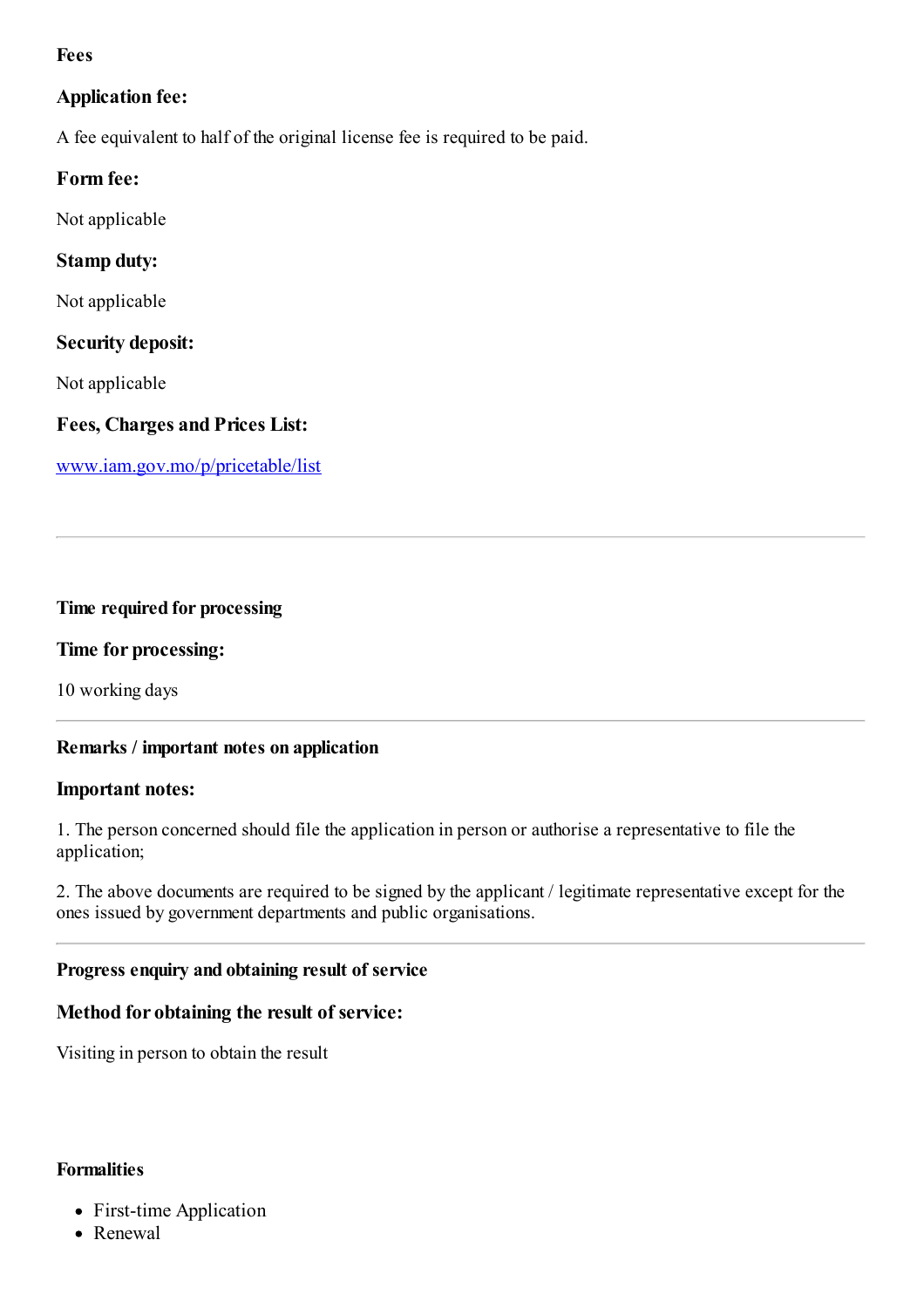## Fees

### Application fee:

A fee equivalent to half of the original license fee is required to be paid.

### Form fee:

Not applicable

### Stamp duty:

Not applicable

### Security deposit:

Not applicable

### Fees, Charges and Prices List:

[www.iam.gov.mo/p/pricetable/list](http://www.iam.gov.mo/p/pricetable/list)

---

## Time required for processing

### Time for processing:

10 working days

---

## Remarks / important notes on application

### Important notes:

1. The person concerned should file the application in person or authorise a representative to file the application;

2. The above documents are required to be signed by the applicant / legitimate representative except for the ones issued by government departments and public organisations.

---

## Progress enquiry and obtaining result of service

### Method for obtaining the result of service:

Visiting in person to obtain the result

## Formalities

- First-time Application
- Renewal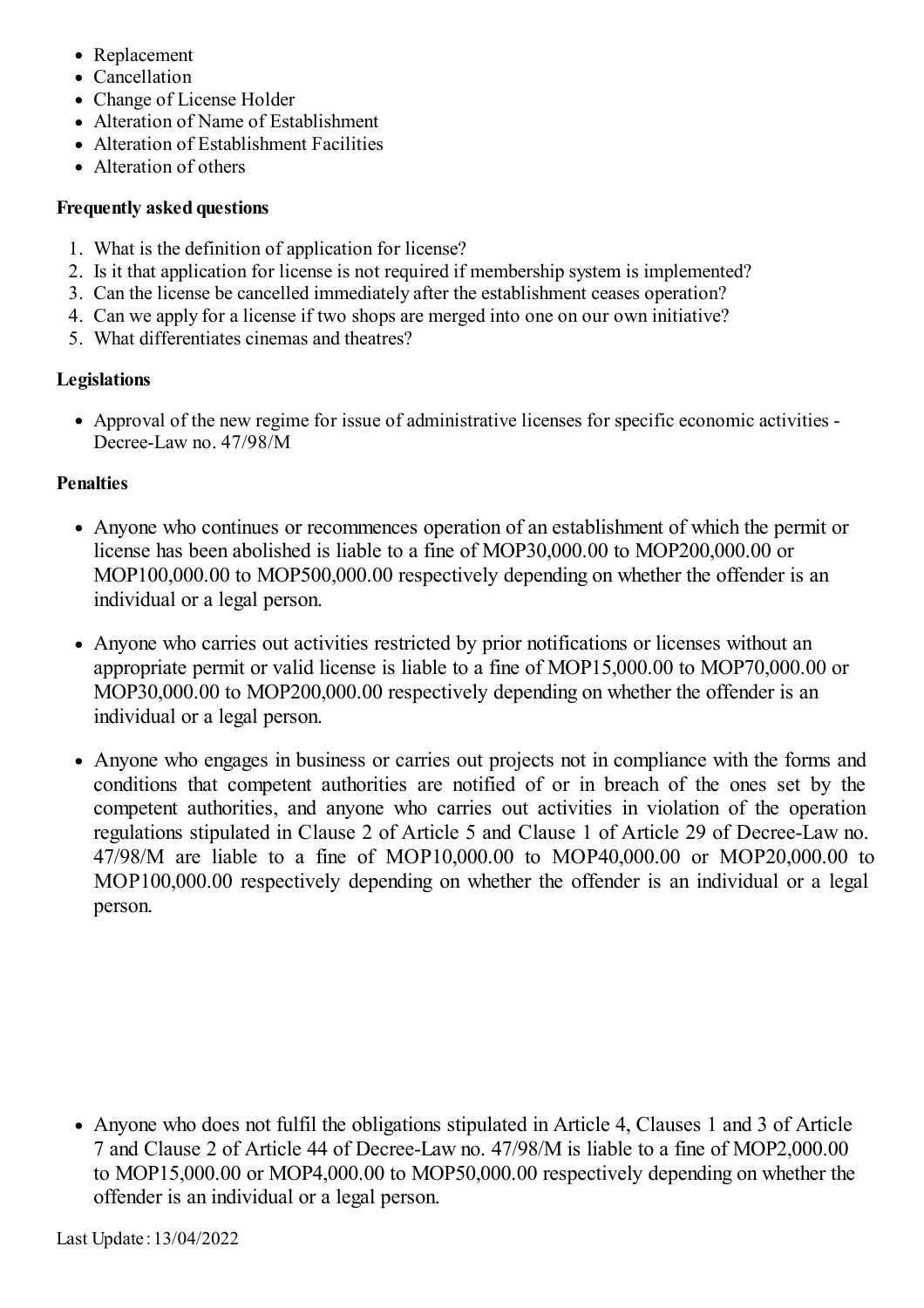- Replacement
- Cancellation
- Change of License Holder
- Alteration of Name of Establishment
- Alteration of Establishment Facilities
- Alteration of others

**Frequently asked questions**

1. What is the definition of application for license?
2. Is it that application for license is not required if membership system is implemented?
3. Can the license be cancelled immediately after the establishment ceases operation?
4. Can we apply for a license if two shops are merged into one on our own initiative?
5. What differentiates cinemas and theatres?

**Legislations**

- Approval of the new regime for issue of administrative licenses for specific economic activities - Decree-Law no. 47/98/M

**Penalties**

- Anyone who continues or recommences operation of an establishment of which the permit or license has been abolished is liable to a fine of MOP30,000.00 to MOP200,000.00 or MOP100,000.00 to MOP500,000.00 respectively depending on whether the offender is an individual or a legal person.

- Anyone who carries out activities restricted by prior notifications or licenses without an appropriate permit or valid license is liable to a fine of MOP15,000.00 to MOP70,000.00 or MOP30,000.00 to MOP200,000.00 respectively depending on whether the offender is an individual or a legal person.

- Anyone who engages in business or carries out projects not in compliance with the forms and conditions that competent authorities are notified of or in breach of the ones set by the competent authorities, and anyone who carries out activities in violation of the operation regulations stipulated in Clause 2 of Article 5 and Clause 1 of Article 29 of Decree-Law no. 47/98/M are liable to a fine of MOP10,000.00 to MOP40,000.00 or MOP20,000.00 to MOP100,000.00 respectively depending on whether the offender is an individual or a legal person.

- Anyone who does not fulfil the obligations stipulated in Article 4, Clauses 1 and 3 of Article 7 and Clause 2 of Article 44 of Decree-Law no. 47/98/M is liable to a fine of MOP2,000.00 to MOP15,000.00 or MOP4,000.00 to MOP50,000.00 respectively depending on whether the offender is an individual or a legal person.

Last Update : 13/04/2022